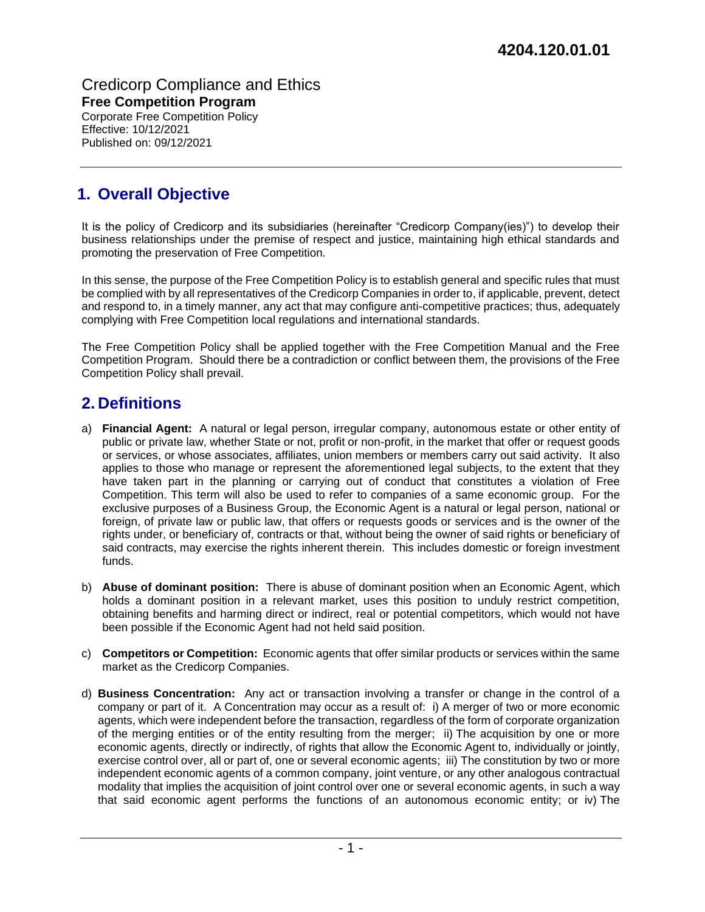**4204.120.01.01**

Credicorp Compliance and Ethics
**Free Competition Program**
Corporate Free Competition Policy
Effective: 10/12/2021
Published on: 09/12/2021

## 1. Overall Objective

It is the policy of Credicorp and its subsidiaries (hereinafter "Credicorp Company(ies)") to develop their business relationships under the premise of respect and justice, maintaining high ethical standards and promoting the preservation of Free Competition.

In this sense, the purpose of the Free Competition Policy is to establish general and specific rules that must be complied with by all representatives of the Credicorp Companies in order to, if applicable, prevent, detect and respond to, in a timely manner, any act that may configure anti-competitive practices; thus, adequately complying with Free Competition local regulations and international standards.

The Free Competition Policy shall be applied together with the Free Competition Manual and the Free Competition Program. Should there be a contradiction or conflict between them, the provisions of the Free Competition Policy shall prevail.

## 2. Definitions

a) **Financial Agent:** A natural or legal person, irregular company, autonomous estate or other entity of public or private law, whether State or not, profit or non-profit, in the market that offer or request goods or services, or whose associates, affiliates, union members or members carry out said activity. It also applies to those who manage or represent the aforementioned legal subjects, to the extent that they have taken part in the planning or carrying out of conduct that constitutes a violation of Free Competition. This term will also be used to refer to companies of a same economic group. For the exclusive purposes of a Business Group, the Economic Agent is a natural or legal person, national or foreign, of private law or public law, that offers or requests goods or services and is the owner of the rights under, or beneficiary of, contracts or that, without being the owner of said rights or beneficiary of said contracts, may exercise the rights inherent therein. This includes domestic or foreign investment funds.

b) **Abuse of dominant position:** There is abuse of dominant position when an Economic Agent, which holds a dominant position in a relevant market, uses this position to unduly restrict competition, obtaining benefits and harming direct or indirect, real or potential competitors, which would not have been possible if the Economic Agent had not held said position.

c) **Competitors or Competition:** Economic agents that offer similar products or services within the same market as the Credicorp Companies.

d) **Business Concentration:** Any act or transaction involving a transfer or change in the control of a company or part of it. A Concentration may occur as a result of: i) A merger of two or more economic agents, which were independent before the transaction, regardless of the form of corporate organization of the merging entities or of the entity resulting from the merger; ii) The acquisition by one or more economic agents, directly or indirectly, of rights that allow the Economic Agent to, individually or jointly, exercise control over, all or part of, one or several economic agents; iii) The constitution by two or more independent economic agents of a common company, joint venture, or any other analogous contractual modality that implies the acquisition of joint control over one or several economic agents, in such a way that said economic agent performs the functions of an autonomous economic entity; or iv) The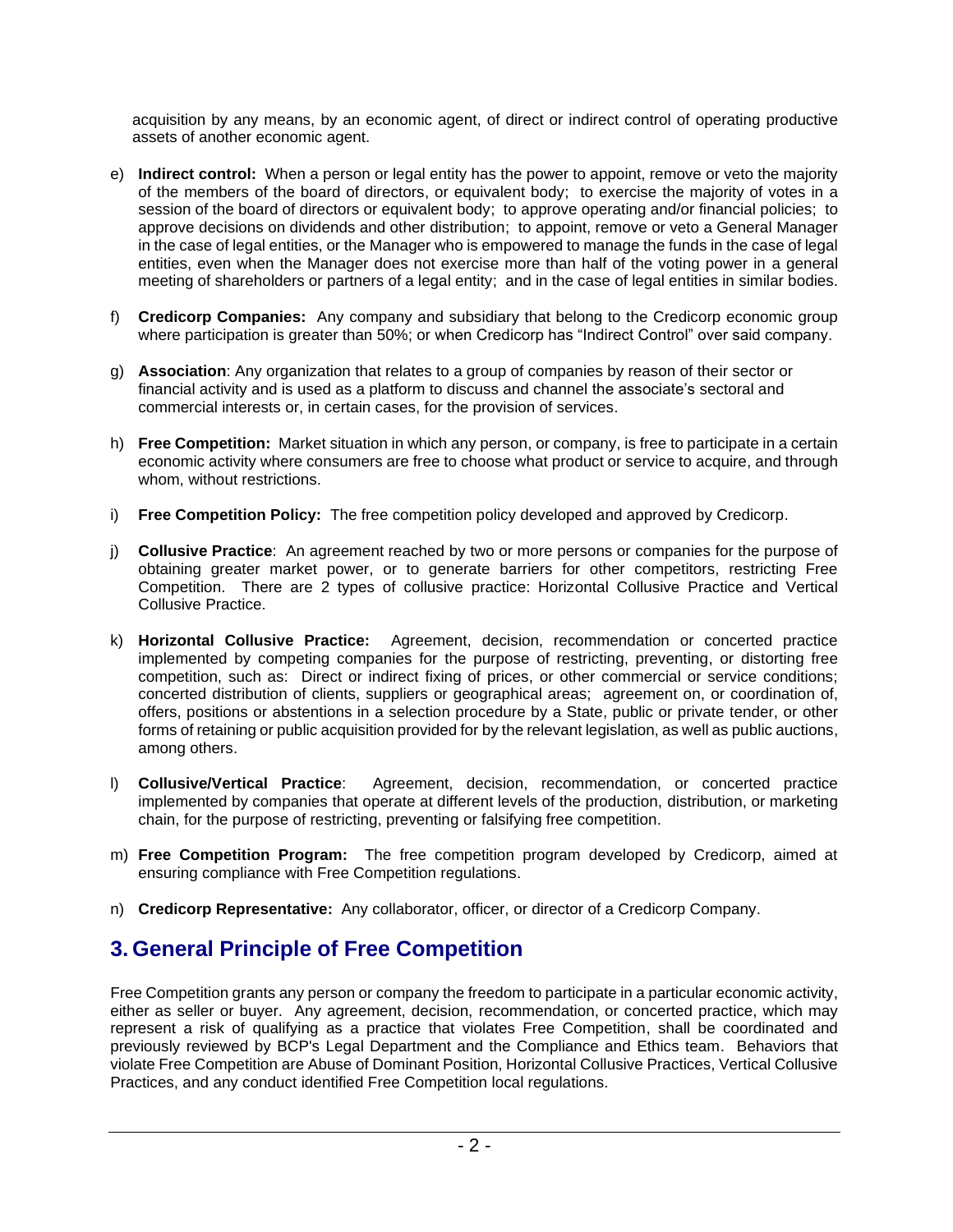acquisition by any means, by an economic agent, of direct or indirect control of operating productive assets of another economic agent.

e) **Indirect control:** When a person or legal entity has the power to appoint, remove or veto the majority of the members of the board of directors, or equivalent body; to exercise the majority of votes in a session of the board of directors or equivalent body; to approve operating and/or financial policies; to approve decisions on dividends and other distribution; to appoint, remove or veto a General Manager in the case of legal entities, or the Manager who is empowered to manage the funds in the case of legal entities, even when the Manager does not exercise more than half of the voting power in a general meeting of shareholders or partners of a legal entity; and in the case of legal entities in similar bodies.

f) **Credicorp Companies:** Any company and subsidiary that belong to the Credicorp economic group where participation is greater than 50%; or when Credicorp has "Indirect Control" over said company.

g) **Association**: Any organization that relates to a group of companies by reason of their sector or financial activity and is used as a platform to discuss and channel the associate's sectoral and commercial interests or, in certain cases, for the provision of services.

h) **Free Competition:** Market situation in which any person, or company, is free to participate in a certain economic activity where consumers are free to choose what product or service to acquire, and through whom, without restrictions.

i) **Free Competition Policy:** The free competition policy developed and approved by Credicorp.

j) **Collusive Practice**: An agreement reached by two or more persons or companies for the purpose of obtaining greater market power, or to generate barriers for other competitors, restricting Free Competition. There are 2 types of collusive practice: Horizontal Collusive Practice and Vertical Collusive Practice.

k) **Horizontal Collusive Practice:** Agreement, decision, recommendation or concerted practice implemented by competing companies for the purpose of restricting, preventing, or distorting free competition, such as: Direct or indirect fixing of prices, or other commercial or service conditions; concerted distribution of clients, suppliers or geographical areas; agreement on, or coordination of, offers, positions or abstentions in a selection procedure by a State, public or private tender, or other forms of retaining or public acquisition provided for by the relevant legislation, as well as public auctions, among others.

l) **Collusive/Vertical Practice**: Agreement, decision, recommendation, or concerted practice implemented by companies that operate at different levels of the production, distribution, or marketing chain, for the purpose of restricting, preventing or falsifying free competition.

m) **Free Competition Program:** The free competition program developed by Credicorp, aimed at ensuring compliance with Free Competition regulations.

n) **Credicorp Representative:** Any collaborator, officer, or director of a Credicorp Company.

## 3. General Principle of Free Competition

Free Competition grants any person or company the freedom to participate in a particular economic activity, either as seller or buyer. Any agreement, decision, recommendation, or concerted practice, which may represent a risk of qualifying as a practice that violates Free Competition, shall be coordinated and previously reviewed by BCP's Legal Department and the Compliance and Ethics team. Behaviors that violate Free Competition are Abuse of Dominant Position, Horizontal Collusive Practices, Vertical Collusive Practices, and any conduct identified Free Competition local regulations.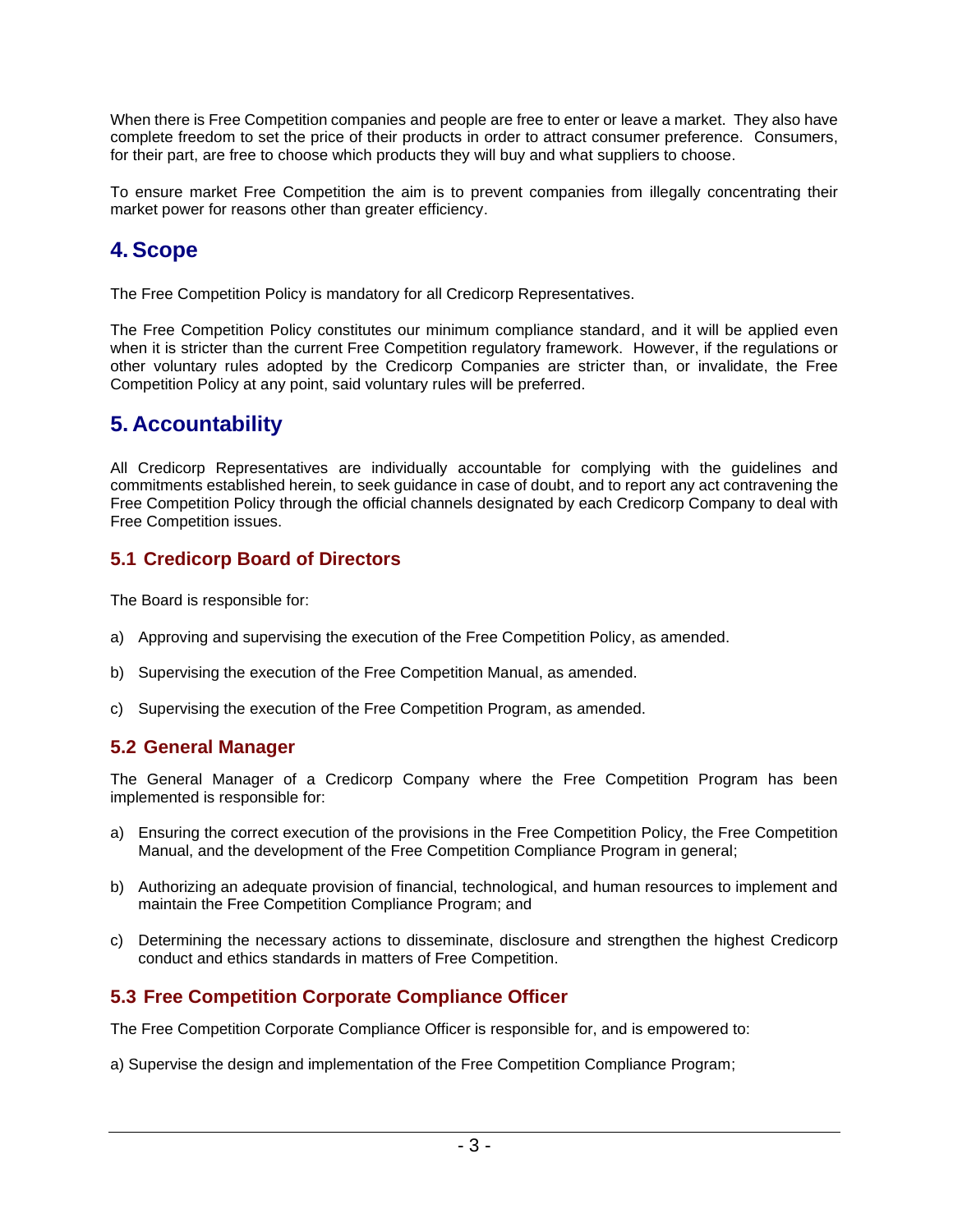When there is Free Competition companies and people are free to enter or leave a market. They also have complete freedom to set the price of their products in order to attract consumer preference. Consumers, for their part, are free to choose which products they will buy and what suppliers to choose.

To ensure market Free Competition the aim is to prevent companies from illegally concentrating their market power for reasons other than greater efficiency.

# 4. Scope

The Free Competition Policy is mandatory for all Credicorp Representatives.

The Free Competition Policy constitutes our minimum compliance standard, and it will be applied even when it is stricter than the current Free Competition regulatory framework. However, if the regulations or other voluntary rules adopted by the Credicorp Companies are stricter than, or invalidate, the Free Competition Policy at any point, said voluntary rules will be preferred.

# 5. Accountability

All Credicorp Representatives are individually accountable for complying with the guidelines and commitments established herein, to seek guidance in case of doubt, and to report any act contravening the Free Competition Policy through the official channels designated by each Credicorp Company to deal with Free Competition issues.

## 5.1 Credicorp Board of Directors

The Board is responsible for:

a) Approving and supervising the execution of the Free Competition Policy, as amended.

b) Supervising the execution of the Free Competition Manual, as amended.

c) Supervising the execution of the Free Competition Program, as amended.

## 5.2 General Manager

The General Manager of a Credicorp Company where the Free Competition Program has been implemented is responsible for:

a) Ensuring the correct execution of the provisions in the Free Competition Policy, the Free Competition Manual, and the development of the Free Competition Compliance Program in general;

b) Authorizing an adequate provision of financial, technological, and human resources to implement and maintain the Free Competition Compliance Program; and

c) Determining the necessary actions to disseminate, disclosure and strengthen the highest Credicorp conduct and ethics standards in matters of Free Competition.

## 5.3 Free Competition Corporate Compliance Officer

The Free Competition Corporate Compliance Officer is responsible for, and is empowered to:

a) Supervise the design and implementation of the Free Competition Compliance Program;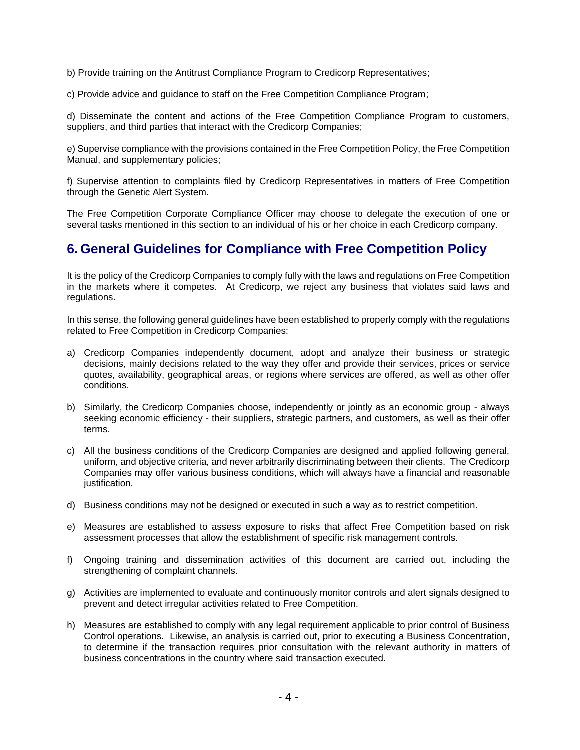b) Provide training on the Antitrust Compliance Program to Credicorp Representatives;

c) Provide advice and guidance to staff on the Free Competition Compliance Program;

d) Disseminate the content and actions of the Free Competition Compliance Program to customers, suppliers, and third parties that interact with the Credicorp Companies;

e) Supervise compliance with the provisions contained in the Free Competition Policy, the Free Competition Manual, and supplementary policies;

f) Supervise attention to complaints filed by Credicorp Representatives in matters of Free Competition through the Genetic Alert System.

The Free Competition Corporate Compliance Officer may choose to delegate the execution of one or several tasks mentioned in this section to an individual of his or her choice in each Credicorp company.

## 6. General Guidelines for Compliance with Free Competition Policy

It is the policy of the Credicorp Companies to comply fully with the laws and regulations on Free Competition in the markets where it competes. At Credicorp, we reject any business that violates said laws and regulations.

In this sense, the following general guidelines have been established to properly comply with the regulations related to Free Competition in Credicorp Companies:

a) Credicorp Companies independently document, adopt and analyze their business or strategic decisions, mainly decisions related to the way they offer and provide their services, prices or service quotes, availability, geographical areas, or regions where services are offered, as well as other offer conditions.

b) Similarly, the Credicorp Companies choose, independently or jointly as an economic group - always seeking economic efficiency - their suppliers, strategic partners, and customers, as well as their offer terms.

c) All the business conditions of the Credicorp Companies are designed and applied following general, uniform, and objective criteria, and never arbitrarily discriminating between their clients. The Credicorp Companies may offer various business conditions, which will always have a financial and reasonable justification.

d) Business conditions may not be designed or executed in such a way as to restrict competition.

e) Measures are established to assess exposure to risks that affect Free Competition based on risk assessment processes that allow the establishment of specific risk management controls.

f) Ongoing training and dissemination activities of this document are carried out, including the strengthening of complaint channels.

g) Activities are implemented to evaluate and continuously monitor controls and alert signals designed to prevent and detect irregular activities related to Free Competition.

h) Measures are established to comply with any legal requirement applicable to prior control of Business Control operations. Likewise, an analysis is carried out, prior to executing a Business Concentration, to determine if the transaction requires prior consultation with the relevant authority in matters of business concentrations in the country where said transaction executed.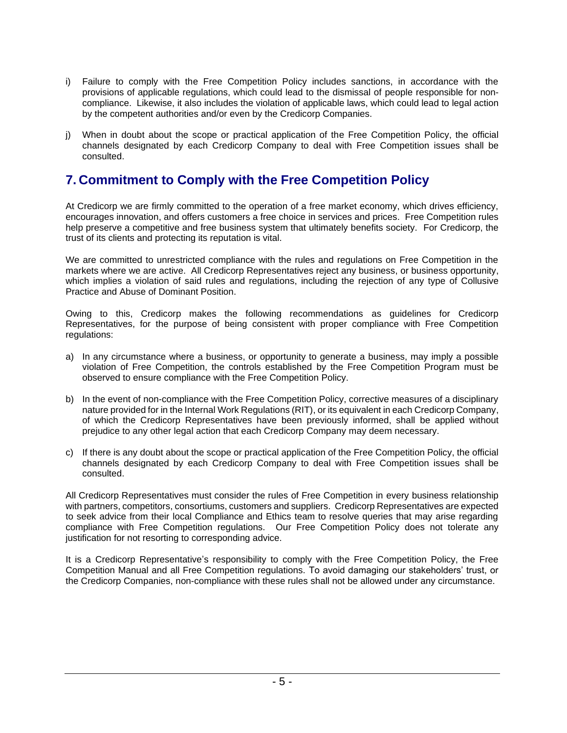i) Failure to comply with the Free Competition Policy includes sanctions, in accordance with the provisions of applicable regulations, which could lead to the dismissal of people responsible for non-compliance. Likewise, it also includes the violation of applicable laws, which could lead to legal action by the competent authorities and/or even by the Credicorp Companies.

j) When in doubt about the scope or practical application of the Free Competition Policy, the official channels designated by each Credicorp Company to deal with Free Competition issues shall be consulted.

## 7. Commitment to Comply with the Free Competition Policy

At Credicorp we are firmly committed to the operation of a free market economy, which drives efficiency, encourages innovation, and offers customers a free choice in services and prices. Free Competition rules help preserve a competitive and free business system that ultimately benefits society. For Credicorp, the trust of its clients and protecting its reputation is vital.

We are committed to unrestricted compliance with the rules and regulations on Free Competition in the markets where we are active. All Credicorp Representatives reject any business, or business opportunity, which implies a violation of said rules and regulations, including the rejection of any type of Collusive Practice and Abuse of Dominant Position.

Owing to this, Credicorp makes the following recommendations as guidelines for Credicorp Representatives, for the purpose of being consistent with proper compliance with Free Competition regulations:

a) In any circumstance where a business, or opportunity to generate a business, may imply a possible violation of Free Competition, the controls established by the Free Competition Program must be observed to ensure compliance with the Free Competition Policy.

b) In the event of non-compliance with the Free Competition Policy, corrective measures of a disciplinary nature provided for in the Internal Work Regulations (RIT), or its equivalent in each Credicorp Company, of which the Credicorp Representatives have been previously informed, shall be applied without prejudice to any other legal action that each Credicorp Company may deem necessary.

c) If there is any doubt about the scope or practical application of the Free Competition Policy, the official channels designated by each Credicorp Company to deal with Free Competition issues shall be consulted.

All Credicorp Representatives must consider the rules of Free Competition in every business relationship with partners, competitors, consortiums, customers and suppliers. Credicorp Representatives are expected to seek advice from their local Compliance and Ethics team to resolve queries that may arise regarding compliance with Free Competition regulations. Our Free Competition Policy does not tolerate any justification for not resorting to corresponding advice.

It is a Credicorp Representative's responsibility to comply with the Free Competition Policy, the Free Competition Manual and all Free Competition regulations. To avoid damaging our stakeholders' trust, or the Credicorp Companies, non-compliance with these rules shall not be allowed under any circumstance.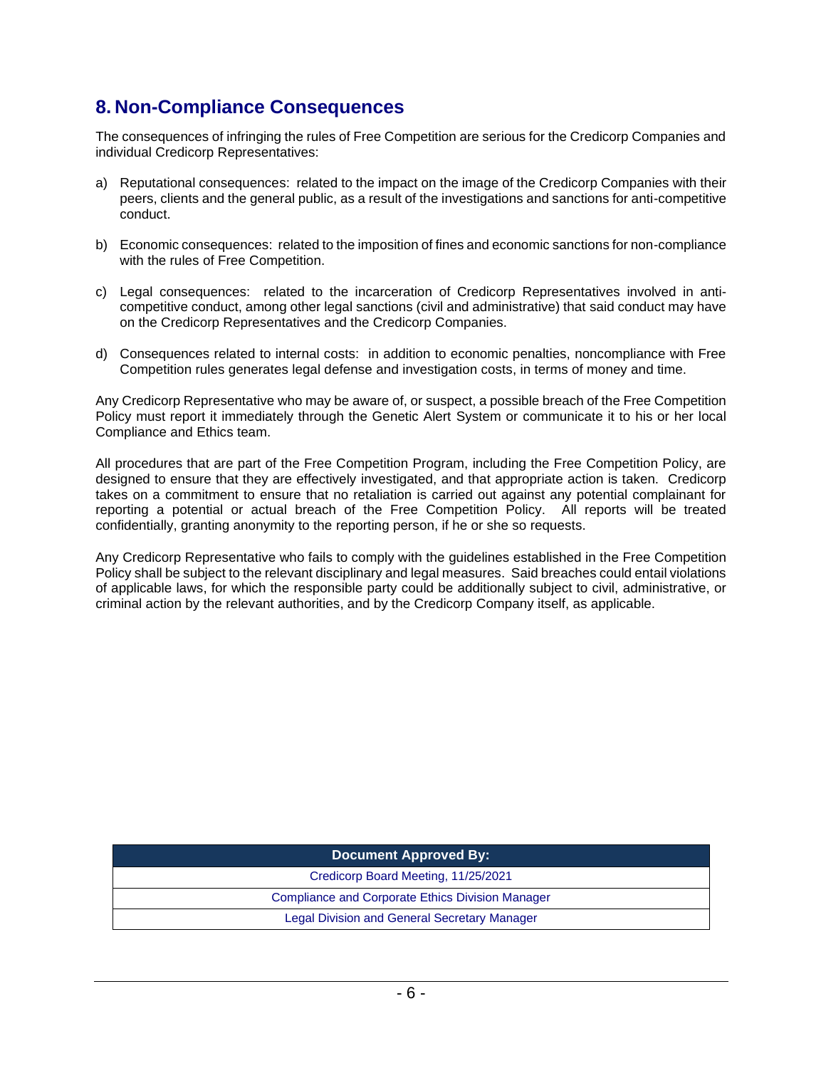## 8. Non-Compliance Consequences

The consequences of infringing the rules of Free Competition are serious for the Credicorp Companies and individual Credicorp Representatives:

a) Reputational consequences: related to the impact on the image of the Credicorp Companies with their peers, clients and the general public, as a result of the investigations and sanctions for anti-competitive conduct.

b) Economic consequences: related to the imposition of fines and economic sanctions for non-compliance with the rules of Free Competition.

c) Legal consequences: related to the incarceration of Credicorp Representatives involved in anti-competitive conduct, among other legal sanctions (civil and administrative) that said conduct may have on the Credicorp Representatives and the Credicorp Companies.

d) Consequences related to internal costs: in addition to economic penalties, noncompliance with Free Competition rules generates legal defense and investigation costs, in terms of money and time.

Any Credicorp Representative who may be aware of, or suspect, a possible breach of the Free Competition Policy must report it immediately through the Genetic Alert System or communicate it to his or her local Compliance and Ethics team.

All procedures that are part of the Free Competition Program, including the Free Competition Policy, are designed to ensure that they are effectively investigated, and that appropriate action is taken. Credicorp takes on a commitment to ensure that no retaliation is carried out against any potential complainant for reporting a potential or actual breach of the Free Competition Policy. All reports will be treated confidentially, granting anonymity to the reporting person, if he or she so requests.

Any Credicorp Representative who fails to comply with the guidelines established in the Free Competition Policy shall be subject to the relevant disciplinary and legal measures. Said breaches could entail violations of applicable laws, for which the responsible party could be additionally subject to civil, administrative, or criminal action by the relevant authorities, and by the Credicorp Company itself, as applicable.

| Document Approved By: |
|---|
| Credicorp Board Meeting, 11/25/2021 |
| Compliance and Corporate Ethics Division Manager |
| Legal Division and General Secretary Manager |